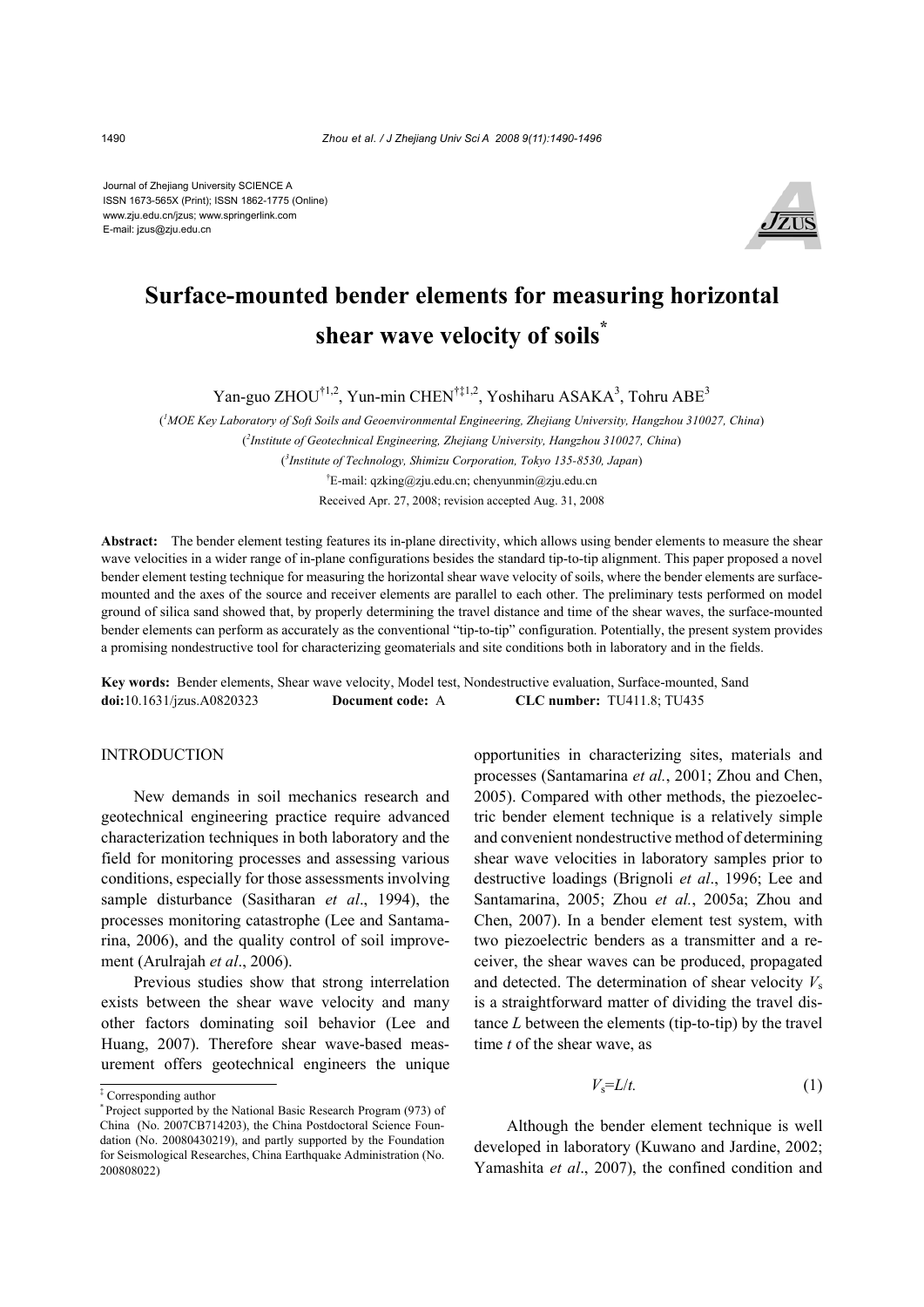Journal of Zhejiang University SCIENCE A
ISSN 1673-565X (Print); ISSN 1862-1775 (Online)
www.zju.edu.cn/jzus; www.springerlink.com
E-mail: jzus@zju.edu.cn

# Surface-mounted bender elements for measuring horizontal shear wave velocity of soils*

Yan-guo ZHOU[†1,2], Yun-min CHEN[†‡1,2], Yoshiharu ASAKA[3], Tohru ABE[3]

([1]MOE Key Laboratory of Soft Soils and Geoenvironmental Engineering, Zhejiang University, Hangzhou 310027, China)

([2]Institute of Geotechnical Engineering, Zhejiang University, Hangzhou 310027, China)

([3]Institute of Technology, Shimizu Corporation, Tokyo 135-8530, Japan)

[†]E-mail: qzking@zju.edu.cn; chenyunmin@zju.edu.cn

Received Apr. 27, 2008; revision accepted Aug. 31, 2008

**Abstract:** The bender element testing features its in-plane directivity, which allows using bender elements to measure the shear wave velocities in a wider range of in-plane configurations besides the standard tip-to-tip alignment. This paper proposed a novel bender element testing technique for measuring the horizontal shear wave velocity of soils, where the bender elements are surface-mounted and the axes of the source and receiver elements are parallel to each other. The preliminary tests performed on model ground of silica sand showed that, by properly determining the travel distance and time of the shear waves, the surface-mounted bender elements can perform as accurately as the conventional "tip-to-tip" configuration. Potentially, the present system provides a promising nondestructive tool for characterizing geomaterials and site conditions both in laboratory and in the fields.

**Key words:** Bender elements, Shear wave velocity, Model test, Nondestructive evaluation, Surface-mounted, Sand
**doi:**10.1631/jzus.A0820323 **Document code:** A **CLC number:** TU411.8; TU435

## INTRODUCTION

New demands in soil mechanics research and geotechnical engineering practice require advanced characterization techniques in both laboratory and the field for monitoring processes and assessing various conditions, especially for those assessments involving sample disturbance (Sasitharan *et al*., 1994), the processes monitoring catastrophe (Lee and Santamarina, 2006), and the quality control of soil improvement (Arulrajah *et al*., 2006).

Previous studies show that strong interrelation exists between the shear wave velocity and many other factors dominating soil behavior (Lee and Huang, 2007). Therefore shear wave-based measurement offers geotechnical engineers the unique opportunities in characterizing sites, materials and processes (Santamarina *et al.*, 2001; Zhou and Chen, 2005). Compared with other methods, the piezoelectric bender element technique is a relatively simple and convenient nondestructive method of determining shear wave velocities in laboratory samples prior to destructive loadings (Brignoli *et al*., 1996; Lee and Santamarina, 2005; Zhou *et al.*, 2005a; Zhou and Chen, 2007). In a bender element test system, with two piezoelectric benders as a transmitter and a receiver, the shear waves can be produced, propagated and detected. The determination of shear velocity $V_s$ is a straightforward matter of dividing the travel distance $L$ between the elements (tip-to-tip) by the travel time $t$ of the shear wave, as

$$V_s=L/t. \tag{1}$$

Although the bender element technique is well developed in laboratory (Kuwano and Jardine, 2002; Yamashita *et al*., 2007), the confined condition and

[‡] Corresponding author
[*] Project supported by the National Basic Research Program (973) of China (No. 2007CB714203), the China Postdoctoral Science Foundation (No. 20080430219), and partly supported by the Foundation for Seismological Researches, China Earthquake Administration (No. 200808022)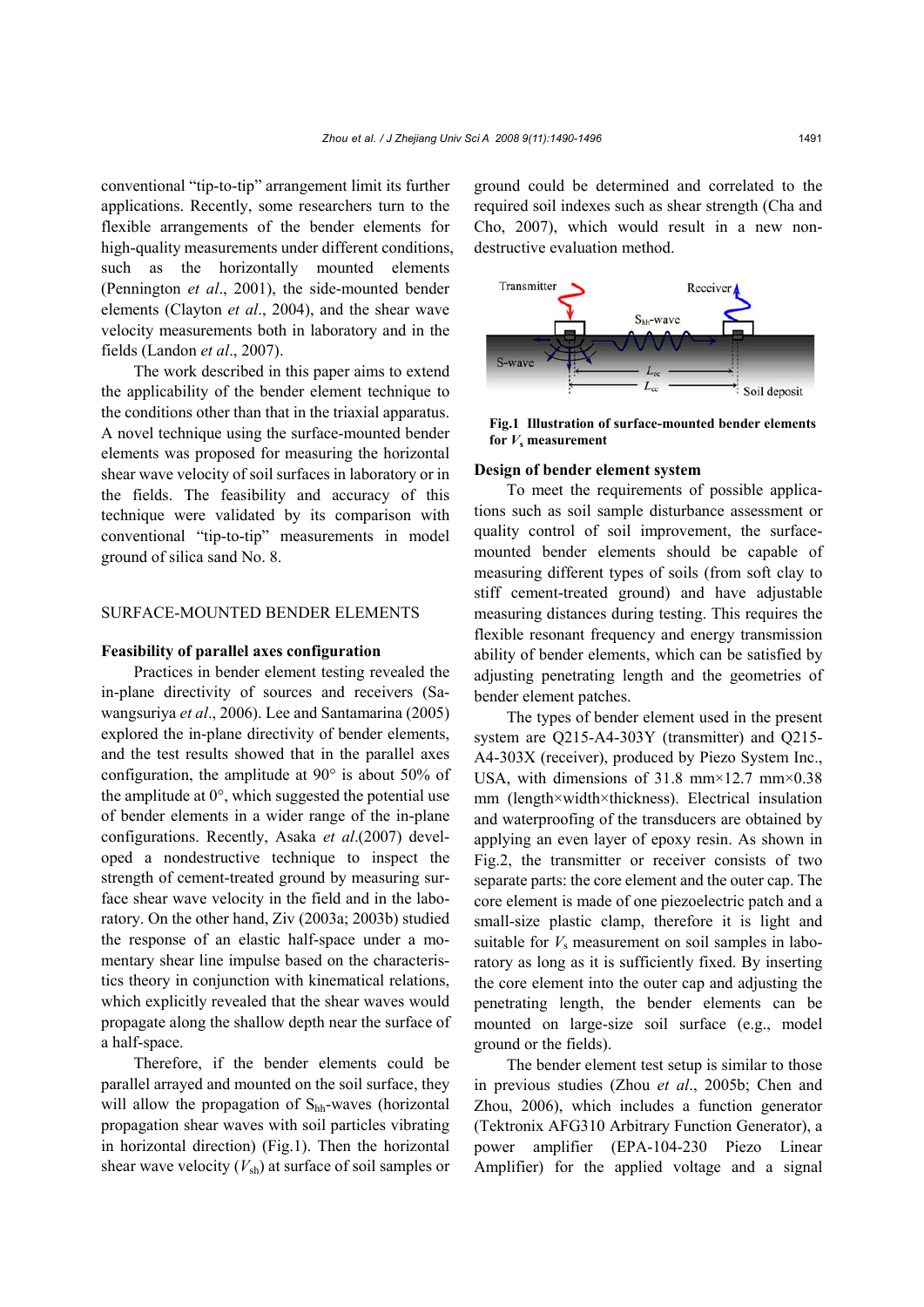conventional "tip-to-tip" arrangement limit its further applications. Recently, some researchers turn to the flexible arrangements of the bender elements for high-quality measurements under different conditions, such as the horizontally mounted elements (Pennington *et al*., 2001), the side-mounted bender elements (Clayton *et al*., 2004), and the shear wave velocity measurements both in laboratory and in the fields (Landon *et al*., 2007).

The work described in this paper aims to extend the applicability of the bender element technique to the conditions other than that in the triaxial apparatus. A novel technique using the surface-mounted bender elements was proposed for measuring the horizontal shear wave velocity of soil surfaces in laboratory or in the fields. The feasibility and accuracy of this technique were validated by its comparison with conventional "tip-to-tip" measurements in model ground of silica sand No. 8.

## SURFACE-MOUNTED BENDER ELEMENTS

### Feasibility of parallel axes configuration

Practices in bender element testing revealed the in-plane directivity of sources and receivers (Sawangsuriya *et al*., 2006). Lee and Santamarina (2005) explored the in-plane directivity of bender elements, and the test results showed that in the parallel axes configuration, the amplitude at 90° is about 50% of the amplitude at 0°, which suggested the potential use of bender elements in a wider range of the in-plane configurations. Recently, Asaka *et al*.(2007) developed a nondestructive technique to inspect the strength of cement-treated ground by measuring surface shear wave velocity in the field and in the laboratory. On the other hand, Ziv (2003a; 2003b) studied the response of an elastic half-space under a momentary shear line impulse based on the characteristics theory in conjunction with kinematical relations, which explicitly revealed that the shear waves would propagate along the shallow depth near the surface of a half-space.

Therefore, if the bender elements could be parallel arrayed and mounted on the soil surface, they will allow the propagation of $S_{hh}$-waves (horizontal propagation shear waves with soil particles vibrating in horizontal direction) (Fig.1). Then the horizontal shear wave velocity ($V_{sh}$) at surface of soil samples or ground could be determined and correlated to the required soil indexes such as shear strength (Cha and Cho, 2007), which would result in a new non-destructive evaluation method.

**Fig.1 Illustration of surface-mounted bender elements for $V_s$ measurement**

### Design of bender element system

To meet the requirements of possible applications such as soil sample disturbance assessment or quality control of soil improvement, the surface-mounted bender elements should be capable of measuring different types of soils (from soft clay to stiff cement-treated ground) and have adjustable measuring distances during testing. This requires the flexible resonant frequency and energy transmission ability of bender elements, which can be satisfied by adjusting penetrating length and the geometries of bender element patches.

The types of bender element used in the present system are Q215-A4-303Y (transmitter) and Q215-A4-303X (receiver), produced by Piezo System Inc., USA, with dimensions of 31.8 mm×12.7 mm×0.38 mm (length×width×thickness). Electrical insulation and waterproofing of the transducers are obtained by applying an even layer of epoxy resin. As shown in Fig.2, the transmitter or receiver consists of two separate parts: the core element and the outer cap. The core element is made of one piezoelectric patch and a small-size plastic clamp, therefore it is light and suitable for $V_s$ measurement on soil samples in laboratory as long as it is sufficiently fixed. By inserting the core element into the outer cap and adjusting the penetrating length, the bender elements can be mounted on large-size soil surface (e.g., model ground or the fields).

The bender element test setup is similar to those in previous studies (Zhou *et al*., 2005b; Chen and Zhou, 2006), which includes a function generator (Tektronix AFG310 Arbitrary Function Generator), a power amplifier (EPA-104-230 Piezo Linear Amplifier) for the applied voltage and a signal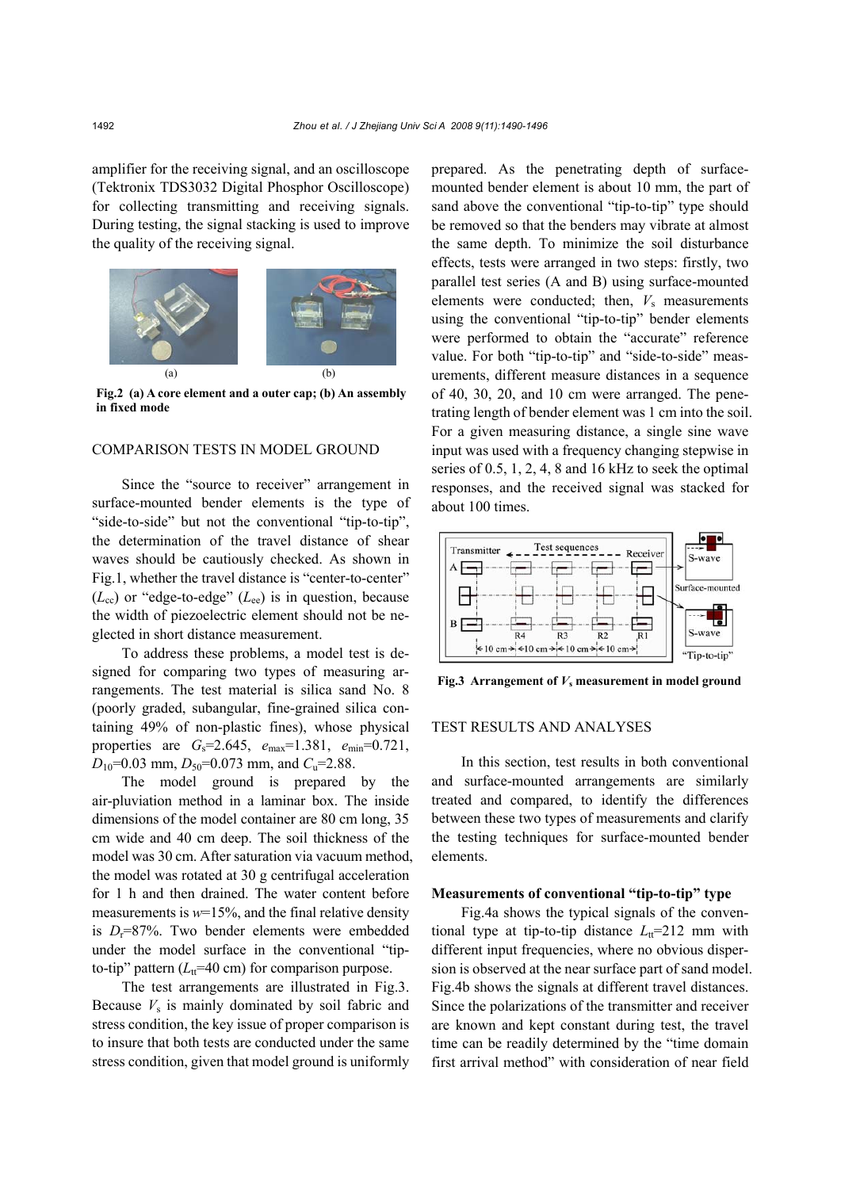amplifier for the receiving signal, and an oscilloscope (Tektronix TDS3032 Digital Phosphor Oscilloscope) for collecting transmitting and receiving signals. During testing, the signal stacking is used to improve the quality of the receiving signal.

**Fig.2 (a) A core element and a outer cap; (b) An assembly in fixed mode**

## COMPARISON TESTS IN MODEL GROUND

Since the "source to receiver" arrangement in surface-mounted bender elements is the type of "side-to-side" but not the conventional "tip-to-tip", the determination of the travel distance of shear waves should be cautiously checked. As shown in Fig.1, whether the travel distance is "center-to-center" ($L_{cc}$) or "edge-to-edge" ($L_{ee}$) is in question, because the width of piezoelectric element should not be neglected in short distance measurement.

To address these problems, a model test is designed for comparing two types of measuring arrangements. The test material is silica sand No. 8 (poorly graded, subangular, fine-grained silica containing 49% of non-plastic fines), whose physical properties are $G_s$=2.645, $e_{max}$=1.381, $e_{min}$=0.721, $D_{10}$=0.03 mm, $D_{50}$=0.073 mm, and $C_u$=2.88.

The model ground is prepared by the air-pluviation method in a laminar box. The inside dimensions of the model container are 80 cm long, 35 cm wide and 40 cm deep. The soil thickness of the model was 30 cm. After saturation via vacuum method, the model was rotated at 30 g centrifugal acceleration for 1 h and then drained. The water content before measurements is $w$=15%, and the final relative density is $D_r$=87%. Two bender elements were embedded under the model surface in the conventional "tip-to-tip" pattern ($L_{tt}$=40 cm) for comparison purpose.

The test arrangements are illustrated in Fig.3. Because $V_s$ is mainly dominated by soil fabric and stress condition, the key issue of proper comparison is to insure that both tests are conducted under the same stress condition, given that model ground is uniformly prepared. As the penetrating depth of surface-mounted bender element is about 10 mm, the part of sand above the conventional "tip-to-tip" type should be removed so that the benders may vibrate at almost the same depth. To minimize the soil disturbance effects, tests were arranged in two steps: firstly, two parallel test series (A and B) using surface-mounted elements were conducted; then, $V_s$ measurements using the conventional "tip-to-tip" bender elements were performed to obtain the "accurate" reference value. For both "tip-to-tip" and "side-to-side" measurements, different measure distances in a sequence of 40, 30, 20, and 10 cm were arranged. The penetrating length of bender element was 1 cm into the soil. For a given measuring distance, a single sine wave input was used with a frequency changing stepwise in series of 0.5, 1, 2, 4, 8 and 16 kHz to seek the optimal responses, and the received signal was stacked for about 100 times.

**Fig.3 Arrangement of $V_s$ measurement in model ground**

## TEST RESULTS AND ANALYSES

In this section, test results in both conventional and surface-mounted arrangements are similarly treated and compared, to identify the differences between these two types of measurements and clarify the testing techniques for surface-mounted bender elements.

### Measurements of conventional "tip-to-tip" type

Fig.4a shows the typical signals of the conventional type at tip-to-tip distance $L_{tt}$=212 mm with different input frequencies, where no obvious dispersion is observed at the near surface part of sand model. Fig.4b shows the signals at different travel distances. Since the polarizations of the transmitter and receiver are known and kept constant during test, the travel time can be readily determined by the "time domain first arrival method" with consideration of near field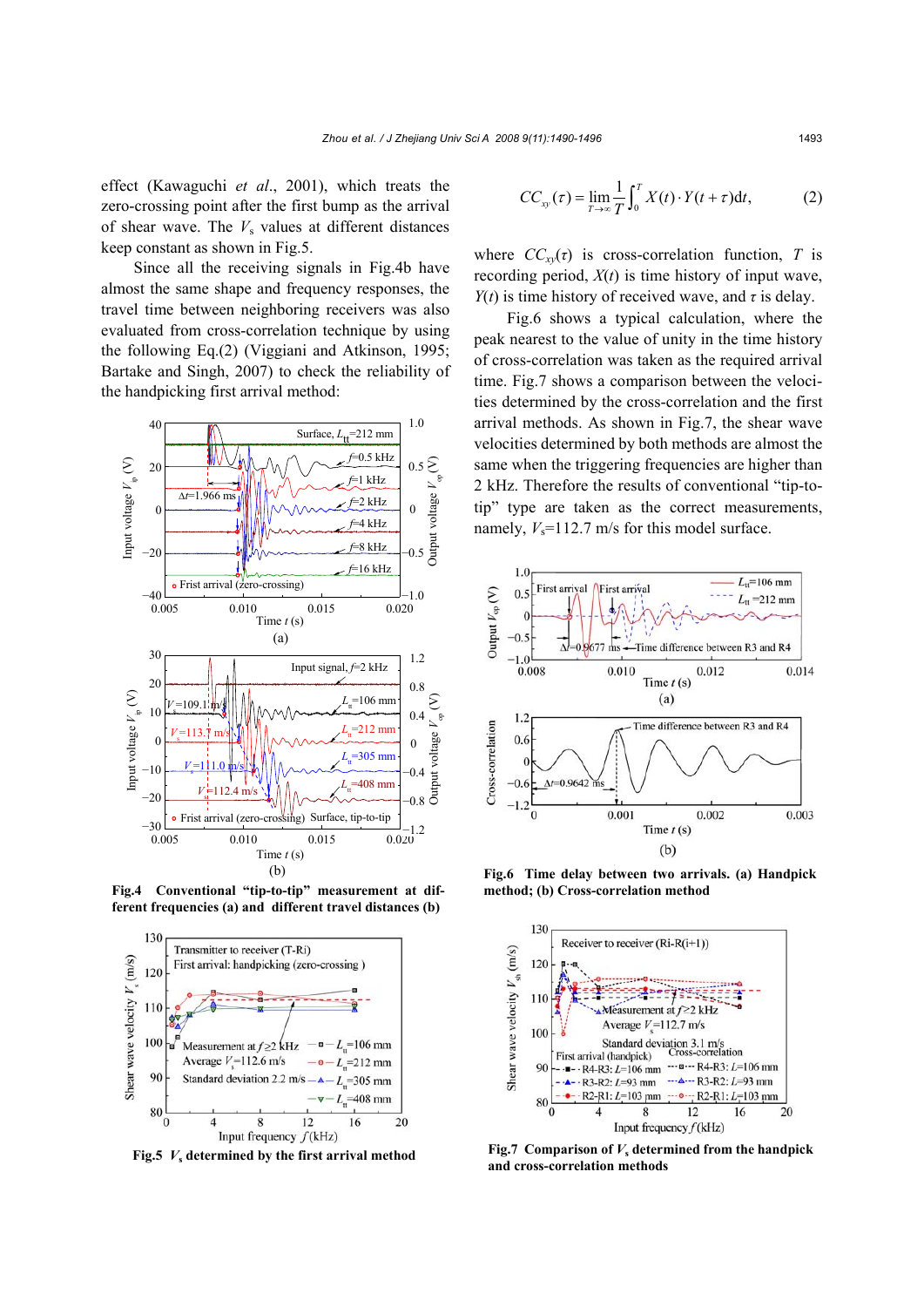effect (Kawaguchi *et al.*, 2001), which treats the zero-crossing point after the first bump as the arrival of shear wave. The $V_s$ values at different distances keep constant as shown in Fig.5.

Since all the receiving signals in Fig.4b have almost the same shape and frequency responses, the travel time between neighboring receivers was also evaluated from cross-correlation technique by using the following Eq.(2) (Viggiani and Atkinson, 1995; Bartake and Singh, 2007) to check the reliability of the handpicking first arrival method:

$$CC_{xy}(\tau)=\lim_{T\to\infty}\frac{1}{T}\int_0^T X(t)\cdot Y(t+\tau)\mathrm{d}t, \quad (2)$$

where $CC_{xy}(\tau)$ is cross-correlation function, $T$ is recording period, $X(t)$ is time history of input wave, $Y(t)$ is time history of received wave, and $\tau$ is delay.

Fig.6 shows a typical calculation, where the peak nearest to the value of unity in the time history of cross-correlation was taken as the required arrival time. Fig.7 shows a comparison between the velocities determined by the cross-correlation and the first arrival methods. As shown in Fig.7, the shear wave velocities determined by both methods are almost the same when the triggering frequencies are higher than 2 kHz. Therefore the results of conventional "tip-to-tip" type are taken as the correct measurements, namely, $V_s$=112.7 m/s for this model surface.

**Fig.4 Conventional "tip-to-tip" measurement at different frequencies (a) and different travel distances (b)**

**Fig.5 $V_s$ determined by the first arrival method**

**Fig.6 Time delay between two arrivals. (a) Handpick method; (b) Cross-correlation method**

**Fig.7 Comparison of $V_s$ determined from the handpick and cross-correlation methods**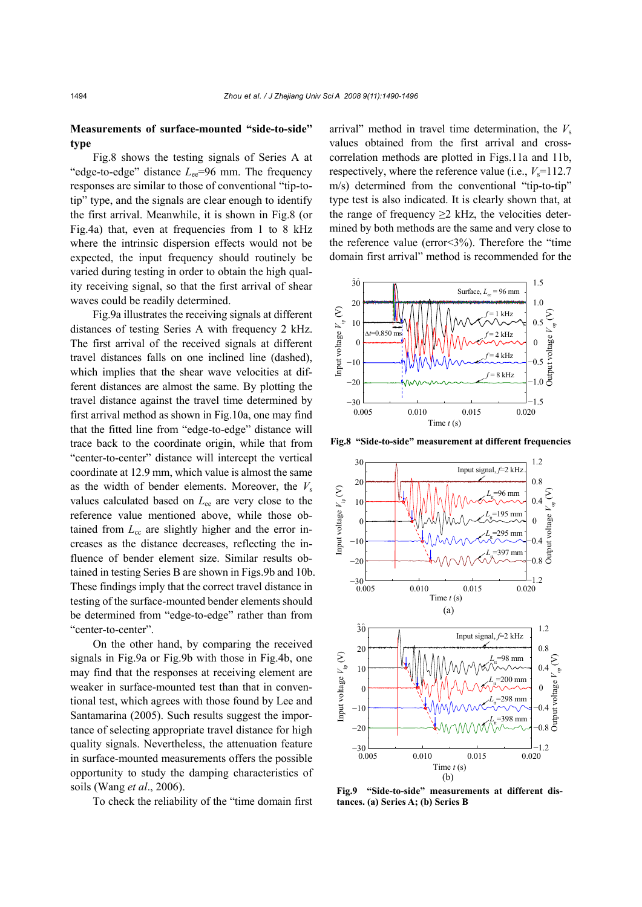## Measurements of surface-mounted "side-to-side" type

Fig.8 shows the testing signals of Series A at "edge-to-edge" distance $L_{ee}$=96 mm. The frequency responses are similar to those of conventional "tip-to-tip" type, and the signals are clear enough to identify the first arrival. Meanwhile, it is shown in Fig.8 (or Fig.4a) that, even at frequencies from 1 to 8 kHz where the intrinsic dispersion effects would not be expected, the input frequency should routinely be varied during testing in order to obtain the high quality receiving signal, so that the first arrival of shear waves could be readily determined.

Fig.9a illustrates the receiving signals at different distances of testing Series A with frequency 2 kHz. The first arrival of the received signals at different travel distances falls on one inclined line (dashed), which implies that the shear wave velocities at different distances are almost the same. By plotting the travel distance against the travel time determined by first arrival method as shown in Fig.10a, one may find that the fitted line from "edge-to-edge" distance will trace back to the coordinate origin, while that from "center-to-center" distance will intercept the vertical coordinate at 12.9 mm, which value is almost the same as the width of bender elements. Moreover, the $V_s$ values calculated based on $L_{ee}$ are very close to the reference value mentioned above, while those obtained from $L_{cc}$ are slightly higher and the error increases as the distance decreases, reflecting the influence of bender element size. Similar results obtained in testing Series B are shown in Figs.9b and 10b. These findings imply that the correct travel distance in testing of the surface-mounted bender elements should be determined from "edge-to-edge" rather than from "center-to-center".

On the other hand, by comparing the received signals in Fig.9a or Fig.9b with those in Fig.4b, one may find that the responses at receiving element are weaker in surface-mounted test than that in conventional test, which agrees with those found by Lee and Santamarina (2005). Such results suggest the importance of selecting appropriate travel distance for high quality signals. Nevertheless, the attenuation feature in surface-mounted measurements offers the possible opportunity to study the damping characteristics of soils (Wang *et al*., 2006).

To check the reliability of the "time domain first arrival" method in travel time determination, the $V_s$ values obtained from the first arrival and cross-correlation methods are plotted in Figs.11a and 11b, respectively, where the reference value (i.e., $V_s$=112.7 m/s) determined from the conventional "tip-to-tip" type test is also indicated. It is clearly shown that, at the range of frequency ≥2 kHz, the velocities determined by both methods are the same and very close to the reference value (error<3%). Therefore the "time domain first arrival" method is recommended for the

**Fig.8 "Side-to-side" measurement at different frequencies**

**Fig.9 "Side-to-side" measurements at different distances. (a) Series A; (b) Series B**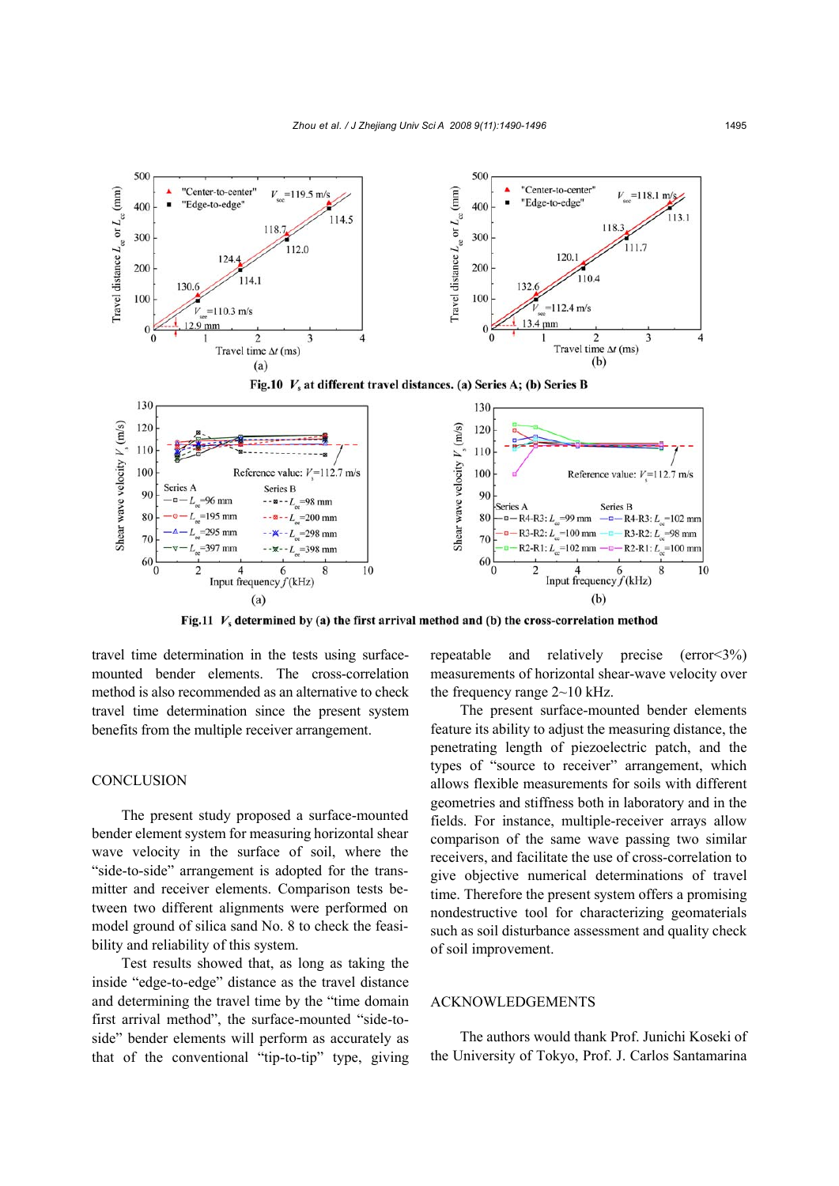Fig.10 $V_s$ at different travel distances. (a) Series A; (b) Series B

Fig.11 $V_s$ determined by (a) the first arrival method and (b) the cross-correlation method

travel time determination in the tests using surface-mounted bender elements. The cross-correlation method is also recommended as an alternative to check travel time determination since the present system benefits from the multiple receiver arrangement.

## CONCLUSION

The present study proposed a surface-mounted bender element system for measuring horizontal shear wave velocity in the surface of soil, where the "side-to-side" arrangement is adopted for the transmitter and receiver elements. Comparison tests between two different alignments were performed on model ground of silica sand No. 8 to check the feasibility and reliability of this system.

Test results showed that, as long as taking the inside "edge-to-edge" distance as the travel distance and determining the travel time by the "time domain first arrival method", the surface-mounted "side-to-side" bender elements will perform as accurately as that of the conventional "tip-to-tip" type, giving repeatable and relatively precise (error<3%) measurements of horizontal shear-wave velocity over the frequency range 2~10 kHz.

The present surface-mounted bender elements feature its ability to adjust the measuring distance, the penetrating length of piezoelectric patch, and the types of "source to receiver" arrangement, which allows flexible measurements for soils with different geometries and stiffness both in laboratory and in the fields. For instance, multiple-receiver arrays allow comparison of the same wave passing two similar receivers, and facilitate the use of cross-correlation to give objective numerical determinations of travel time. Therefore the present system offers a promising nondestructive tool for characterizing geomaterials such as soil disturbance assessment and quality check of soil improvement.

## ACKNOWLEDGEMENTS

The authors would thank Prof. Junichi Koseki of the University of Tokyo, Prof. J. Carlos Santamarina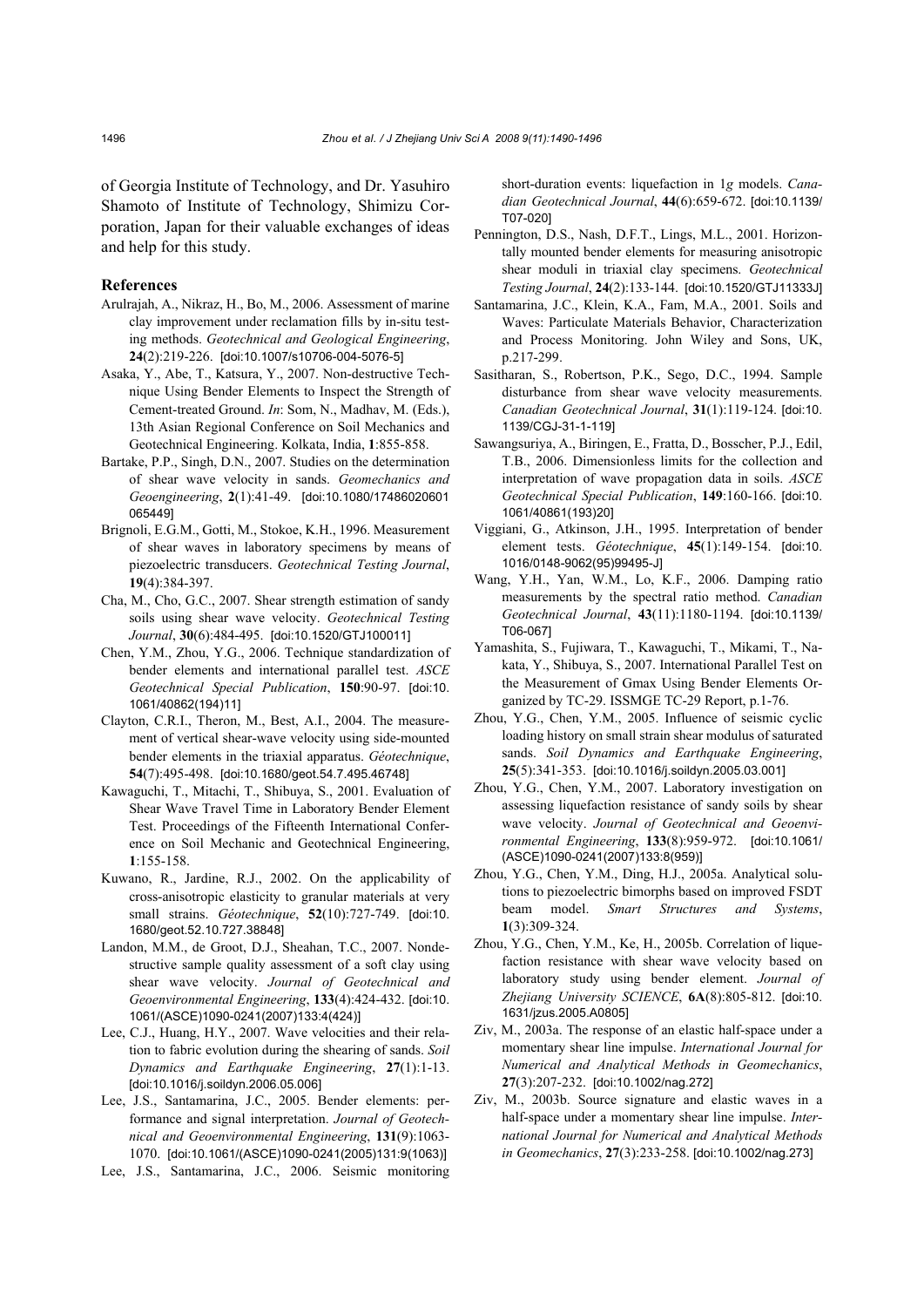of Georgia Institute of Technology, and Dr. Yasuhiro Shamoto of Institute of Technology, Shimizu Corporation, Japan for their valuable exchanges of ideas and help for this study.

## References

Arulrajah, A., Nikraz, H., Bo, M., 2006. Assessment of marine clay improvement under reclamation fills by in-situ testing methods. *Geotechnical and Geological Engineering*, **24**(2):219-226. [doi:10.1007/s10706-004-5076-5]

Asaka, Y., Abe, T., Katsura, Y., 2007. Non-destructive Technique Using Bender Elements to Inspect the Strength of Cement-treated Ground. *In*: Som, N., Madhav, M. (Eds.), 13th Asian Regional Conference on Soil Mechanics and Geotechnical Engineering. Kolkata, India, **1**:855-858.

Bartake, P.P., Singh, D.N., 2007. Studies on the determination of shear wave velocity in sands. *Geomechanics and Geoengineering*, **2**(1):41-49. [doi:10.1080/17486020601065449]

Brignoli, E.G.M., Gotti, M., Stokoe, K.H., 1996. Measurement of shear waves in laboratory specimens by means of piezoelectric transducers. *Geotechnical Testing Journal*, **19**(4):384-397.

Cha, M., Cho, G.C., 2007. Shear strength estimation of sandy soils using shear wave velocity. *Geotechnical Testing Journal*, **30**(6):484-495. [doi:10.1520/GTJ100011]

Chen, Y.M., Zhou, Y.G., 2006. Technique standardization of bender elements and international parallel test. *ASCE Geotechnical Special Publication*, **150**:90-97. [doi:10.1061/40862(194)11]

Clayton, C.R.I., Theron, M., Best, A.I., 2004. The measurement of vertical shear-wave velocity using side-mounted bender elements in the triaxial apparatus. *Géotechnique*, **54**(7):495-498. [doi:10.1680/geot.54.7.495.46748]

Kawaguchi, T., Mitachi, T., Shibuya, S., 2001. Evaluation of Shear Wave Travel Time in Laboratory Bender Element Test. Proceedings of the Fifteenth International Conference on Soil Mechanic and Geotechnical Engineering, **1**:155-158.

Kuwano, R., Jardine, R.J., 2002. On the applicability of cross-anisotropic elasticity to granular materials at very small strains. *Géotechnique*, **52**(10):727-749. [doi:10.1680/geot.52.10.727.38848]

Landon, M.M., de Groot, D.J., Sheahan, T.C., 2007. Nondestructive sample quality assessment of a soft clay using shear wave velocity. *Journal of Geotechnical and Geoenvironmental Engineering*, **133**(4):424-432. [doi:10.1061/(ASCE)1090-0241(2007)133:4(424)]

Lee, C.J., Huang, H.Y., 2007. Wave velocities and their relation to fabric evolution during the shearing of sands. *Soil Dynamics and Earthquake Engineering*, **27**(1):1-13. [doi:10.1016/j.soildyn.2006.05.006]

Lee, J.S., Santamarina, J.C., 2005. Bender elements: performance and signal interpretation. *Journal of Geotechnical and Geoenvironmental Engineering*, **131**(9):1063-1070. [doi:10.1061/(ASCE)1090-0241(2005)131:9(1063)]

Lee, J.S., Santamarina, J.C., 2006. Seismic monitoring short-duration events: liquefaction in 1*g* models. *Canadian Geotechnical Journal*, **44**(6):659-672. [doi:10.1139/T07-020]

Pennington, D.S., Nash, D.F.T., Lings, M.L., 2001. Horizontally mounted bender elements for measuring anisotropic shear moduli in triaxial clay specimens. *Geotechnical Testing Journal*, **24**(2):133-144. [doi:10.1520/GTJ11333J]

Santamarina, J.C., Klein, K.A., Fam, M.A., 2001. Soils and Waves: Particulate Materials Behavior, Characterization and Process Monitoring. John Wiley and Sons, UK, p.217-299.

Sasitharan, S., Robertson, P.K., Sego, D.C., 1994. Sample disturbance from shear wave velocity measurements. *Canadian Geotechnical Journal*, **31**(1):119-124. [doi:10.1139/CGJ-31-1-119]

Sawangsuriya, A., Biringen, E., Fratta, D., Bosscher, P.J., Edil, T.B., 2006. Dimensionless limits for the collection and interpretation of wave propagation data in soils. *ASCE Geotechnical Special Publication*, **149**:160-166. [doi:10.1061/40861(193)20]

Viggiani, G., Atkinson, J.H., 1995. Interpretation of bender element tests. *Géotechnique*, **45**(1):149-154. [doi:10.1016/0148-9062(95)99495-J]

Wang, Y.H., Yan, W.M., Lo, K.F., 2006. Damping ratio measurements by the spectral ratio method. *Canadian Geotechnical Journal*, **43**(11):1180-1194. [doi:10.1139/T06-067]

Yamashita, S., Fujiwara, T., Kawaguchi, T., Mikami, T., Nakata, Y., Shibuya, S., 2007. International Parallel Test on the Measurement of Gmax Using Bender Elements Organized by TC-29. ISSMGE TC-29 Report, p.1-76.

Zhou, Y.G., Chen, Y.M., 2005. Influence of seismic cyclic loading history on small strain shear modulus of saturated sands. *Soil Dynamics and Earthquake Engineering*, **25**(5):341-353. [doi:10.1016/j.soildyn.2005.03.001]

Zhou, Y.G., Chen, Y.M., 2007. Laboratory investigation on assessing liquefaction resistance of sandy soils by shear wave velocity. *Journal of Geotechnical and Geoenvironmental Engineering*, **133**(8):959-972. [doi:10.1061/(ASCE)1090-0241(2007)133:8(959)]

Zhou, Y.G., Chen, Y.M., Ding, H.J., 2005a. Analytical solutions to piezoelectric bimorphs based on improved FSDT beam model. *Smart Structures and Systems*, **1**(3):309-324.

Zhou, Y.G., Chen, Y.M., Ke, H., 2005b. Correlation of liquefaction resistance with shear wave velocity based on laboratory study using bender element. *Journal of Zhejiang University SCIENCE*, **6A**(8):805-812. [doi:10.1631/jzus.2005.A0805]

Ziv, M., 2003a. The response of an elastic half-space under a momentary shear line impulse. *International Journal for Numerical and Analytical Methods in Geomechanics*, **27**(3):207-232. [doi:10.1002/nag.272]

Ziv, M., 2003b. Source signature and elastic waves in a half-space under a momentary shear line impulse. *International Journal for Numerical and Analytical Methods in Geomechanics*, **27**(3):233-258. [doi:10.1002/nag.273]